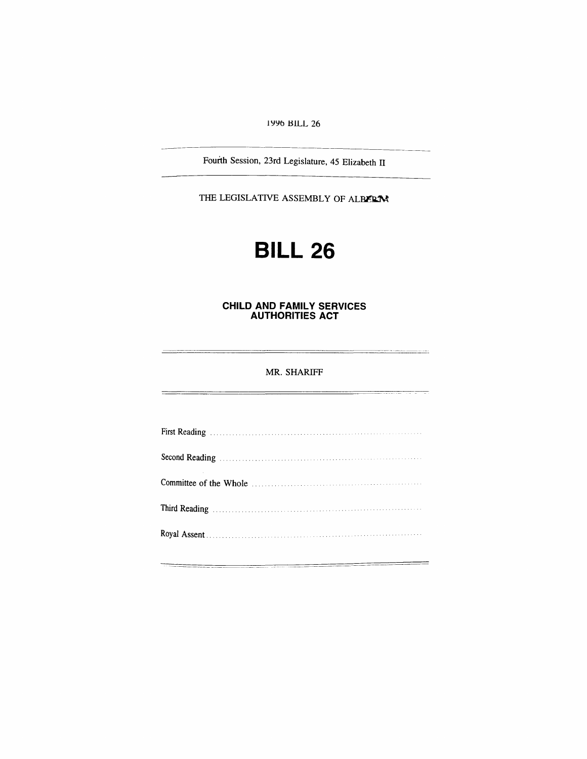1996 BILL 26

Fourth Session, 23rd Legislature, 45 Elizabeth II

THE LEGISLATIVE ASSEMBLY OF ALBERTA

# BILL 26

## CHILD AND FAMILY SERVICES AUTHORITIES ACT

MR. SHARIFF

First Reading ..........................................................................

Second Reading ......................................................................

Committee of the Whole .........................................................

Third Reading .........................................................................

Royal Assent ...........................................................................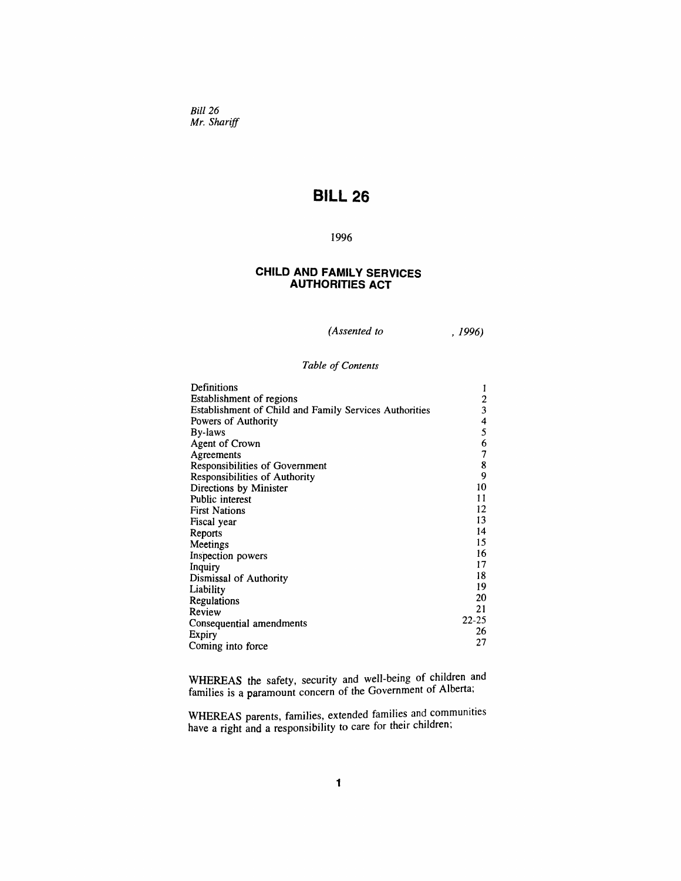*Bill 26*
*Mr. Shariff*

# BILL 26

1996

## CHILD AND FAMILY SERVICES AUTHORITIES ACT

*(Assented to , 1996)*

*Table of Contents*

| | |
|---|---|
| Definitions | 1 |
| Establishment of regions | 2 |
| Establishment of Child and Family Services Authorities | 3 |
| Powers of Authority | 4 |
| By-laws | 5 |
| Agent of Crown | 6 |
| Agreements | 7 |
| Responsibilities of Government | 8 |
| Responsibilities of Authority | 9 |
| Directions by Minister | 10 |
| Public interest | 11 |
| First Nations | 12 |
| Fiscal year | 13 |
| Reports | 14 |
| Meetings | 15 |
| Inspection powers | 16 |
| Inquiry | 17 |
| Dismissal of Authority | 18 |
| Liability | 19 |
| Regulations | 20 |
| Review | 21 |
| Consequential amendments | 22-25 |
| Expiry | 26 |
| Coming into force | 27 |

WHEREAS the safety, security and well-being of children and families is a paramount concern of the Government of Alberta;

WHEREAS parents, families, extended families and communities have a right and a responsibility to care for their children;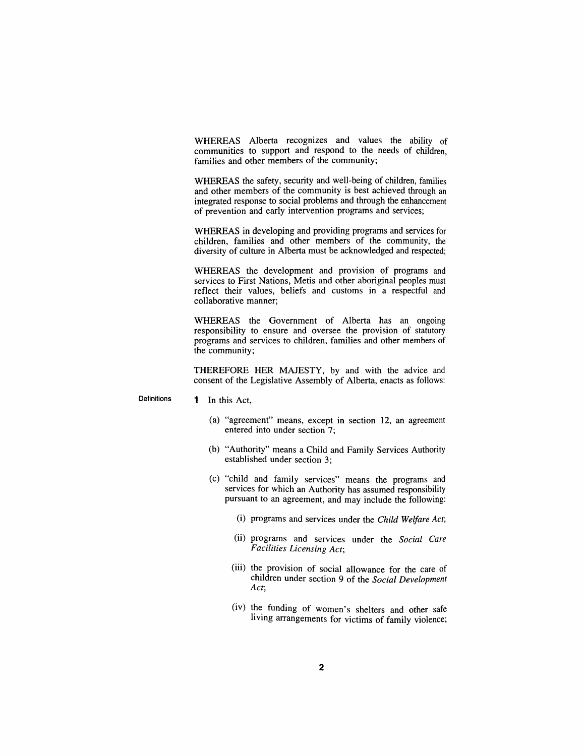WHEREAS Alberta recognizes and values the ability of communities to support and respond to the needs of children, families and other members of the community;

WHEREAS the safety, security and well-being of children, families and other members of the community is best achieved through an integrated response to social problems and through the enhancement of prevention and early intervention programs and services;

WHEREAS in developing and providing programs and services for children, families and other members of the community, the diversity of culture in Alberta must be acknowledged and respected;

WHEREAS the development and provision of programs and services to First Nations, Metis and other aboriginal peoples must reflect their values, beliefs and customs in a respectful and collaborative manner;

WHEREAS the Government of Alberta has an ongoing responsibility to ensure and oversee the provision of statutory programs and services to children, families and other members of the community;

THEREFORE HER MAJESTY, by and with the advice and consent of the Legislative Assembly of Alberta, enacts as follows:

Definitions

**1** In this Act,

(a) "agreement" means, except in section 12, an agreement entered into under section 7;

(b) "Authority" means a Child and Family Services Authority established under section 3;

(c) "child and family services" means the programs and services for which an Authority has assumed responsibility pursuant to an agreement, and may include the following:

(i) programs and services under the *Child Welfare Act*;

(ii) programs and services under the *Social Care Facilities Licensing Act*;

(iii) the provision of social allowance for the care of children under section 9 of the *Social Development Act*;

(iv) the funding of women's shelters and other safe living arrangements for victims of family violence;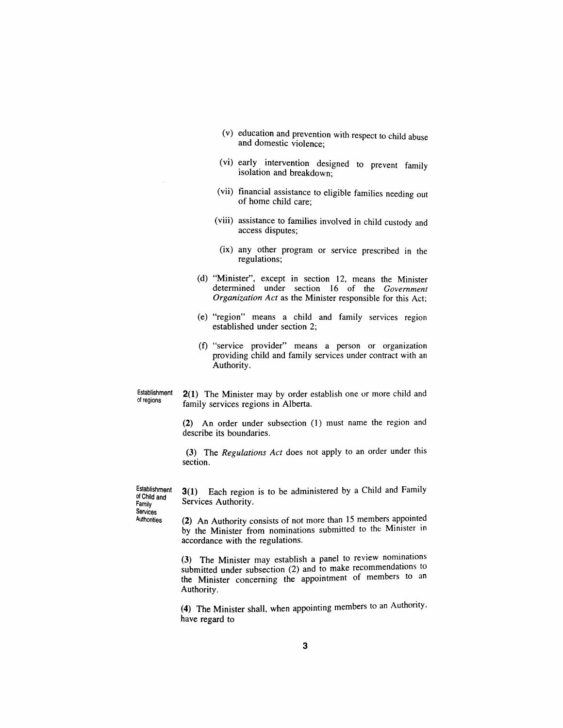(v) education and prevention with respect to child abuse and domestic violence;

(vi) early intervention designed to prevent family isolation and breakdown;

(vii) financial assistance to eligible families needing out of home child care;

(viii) assistance to families involved in child custody and access disputes;

(ix) any other program or service prescribed in the regulations;

(d) "Minister", except in section 12, means the Minister determined under section 16 of the *Government Organization Act* as the Minister responsible for this Act;

(e) "region" means a child and family services region established under section 2;

(f) "service provider" means a person or organization providing child and family services under contract with an Authority.

Establishment of regions

**2(1)** The Minister may by order establish one or more child and family services regions in Alberta.

**(2)** An order under subsection (1) must name the region and describe its boundaries.

**(3)** The *Regulations Act* does not apply to an order under this section.

Establishment of Child and Family Services Authorities

**3(1)** Each region is to be administered by a Child and Family Services Authority.

**(2)** An Authority consists of not more than 15 members appointed by the Minister from nominations submitted to the Minister in accordance with the regulations.

**(3)** The Minister may establish a panel to review nominations submitted under subsection (2) and to make recommendations to the Minister concerning the appointment of members to an Authority.

**(4)** The Minister shall, when appointing members to an Authority, have regard to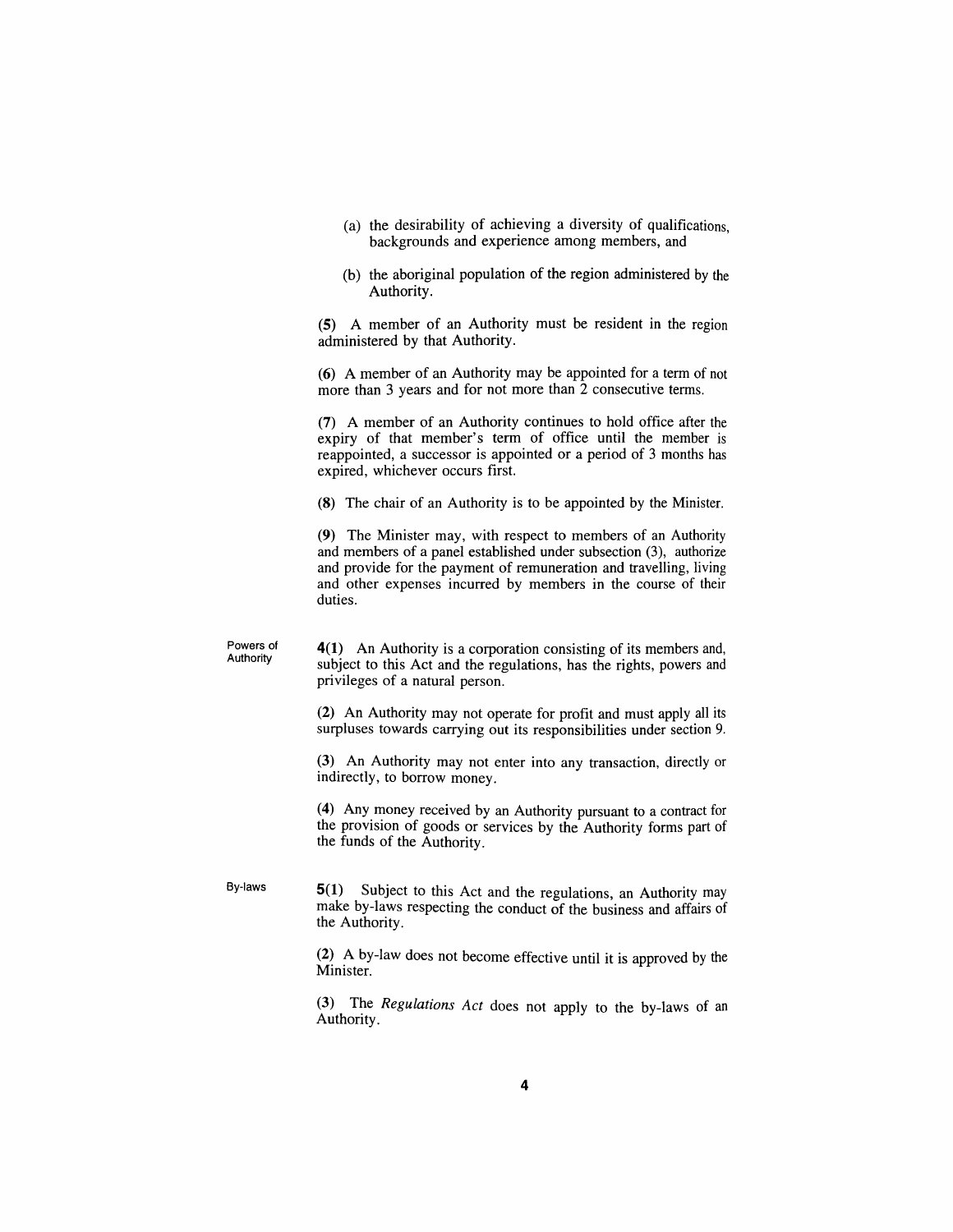(a) the desirability of achieving a diversity of qualifications, backgrounds and experience among members, and

(b) the aboriginal population of the region administered by the Authority.

**(5)** A member of an Authority must be resident in the region administered by that Authority.

**(6)** A member of an Authority may be appointed for a term of not more than 3 years and for not more than 2 consecutive terms.

**(7)** A member of an Authority continues to hold office after the expiry of that member's term of office until the member is reappointed, a successor is appointed or a period of 3 months has expired, whichever occurs first.

**(8)** The chair of an Authority is to be appointed by the Minister.

**(9)** The Minister may, with respect to members of an Authority and members of a panel established under subsection (3), authorize and provide for the payment of remuneration and travelling, living and other expenses incurred by members in the course of their duties.

Powers of Authority

**4(1)** An Authority is a corporation consisting of its members and, subject to this Act and the regulations, has the rights, powers and privileges of a natural person.

**(2)** An Authority may not operate for profit and must apply all its surpluses towards carrying out its responsibilities under section 9.

**(3)** An Authority may not enter into any transaction, directly or indirectly, to borrow money.

**(4)** Any money received by an Authority pursuant to a contract for the provision of goods or services by the Authority forms part of the funds of the Authority.

By-laws

**5(1)** Subject to this Act and the regulations, an Authority may make by-laws respecting the conduct of the business and affairs of the Authority.

**(2)** A by-law does not become effective until it is approved by the Minister.

**(3)** The *Regulations Act* does not apply to the by-laws of an Authority.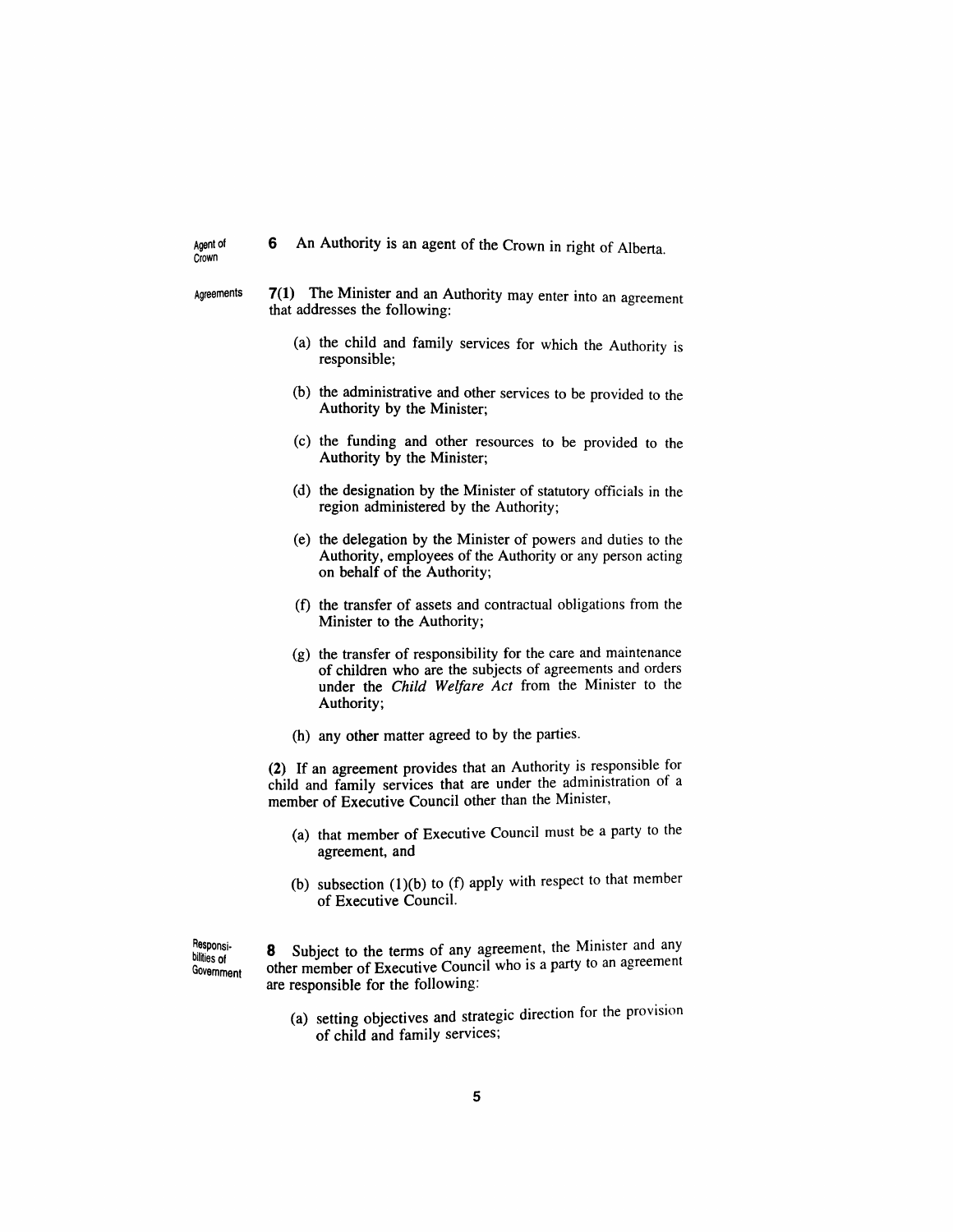**Agent of Crown**

**6** An Authority is an agent of the Crown in right of Alberta.

**Agreements**

**7(1)** The Minister and an Authority may enter into an agreement that addresses the following:

- (a) the child and family services for which the Authority is responsible;
- (b) the administrative and other services to be provided to the Authority by the Minister;
- (c) the funding and other resources to be provided to the Authority by the Minister;
- (d) the designation by the Minister of statutory officials in the region administered by the Authority;
- (e) the delegation by the Minister of powers and duties to the Authority, employees of the Authority or any person acting on behalf of the Authority;
- (f) the transfer of assets and contractual obligations from the Minister to the Authority;
- (g) the transfer of responsibility for the care and maintenance of children who are the subjects of agreements and orders under the *Child Welfare Act* from the Minister to the Authority;
- (h) any other matter agreed to by the parties.

**(2)** If an agreement provides that an Authority is responsible for child and family services that are under the administration of a member of Executive Council other than the Minister,

- (a) that member of Executive Council must be a party to the agreement, and
- (b) subsection (1)(b) to (f) apply with respect to that member of Executive Council.

**Responsibilities of Government**

**8** Subject to the terms of any agreement, the Minister and any other member of Executive Council who is a party to an agreement are responsible for the following:

- (a) setting objectives and strategic direction for the provision of child and family services;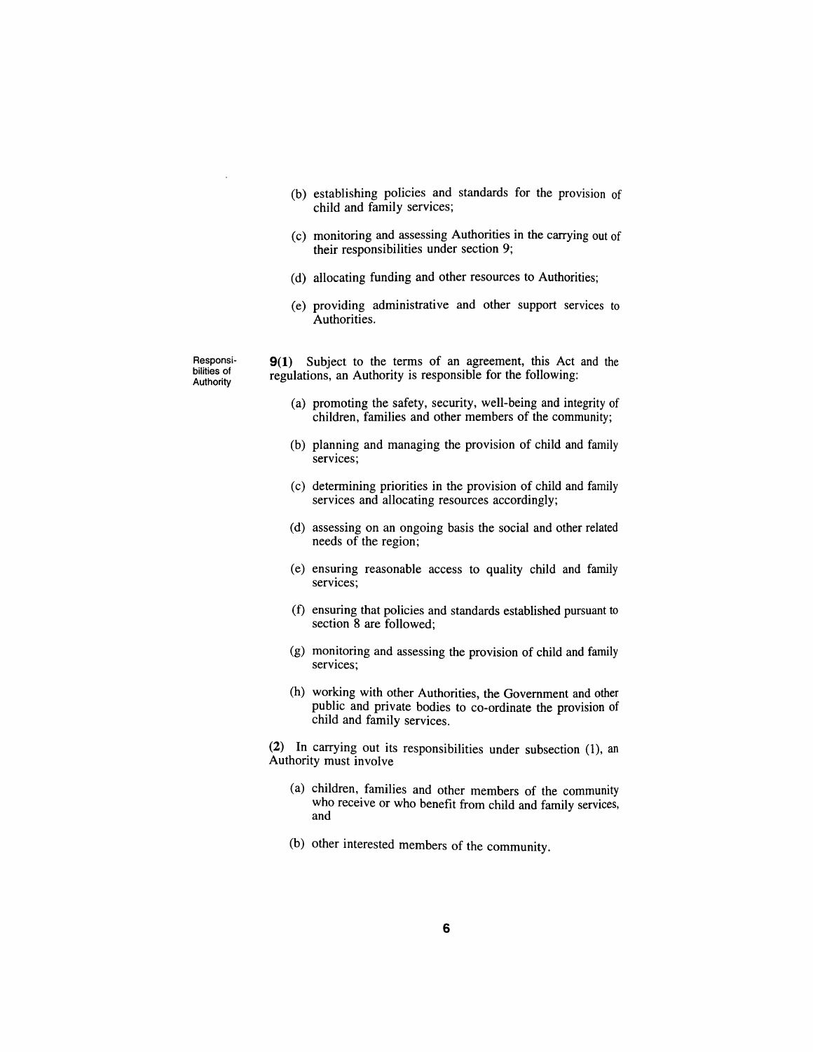(b) establishing policies and standards for the provision of child and family services;

(c) monitoring and assessing Authorities in the carrying out of their responsibilities under section 9;

(d) allocating funding and other resources to Authorities;

(e) providing administrative and other support services to Authorities.

Responsibilities of Authority

**9(1)** Subject to the terms of an agreement, this Act and the regulations, an Authority is responsible for the following:

(a) promoting the safety, security, well-being and integrity of children, families and other members of the community;

(b) planning and managing the provision of child and family services;

(c) determining priorities in the provision of child and family services and allocating resources accordingly;

(d) assessing on an ongoing basis the social and other related needs of the region;

(e) ensuring reasonable access to quality child and family services;

(f) ensuring that policies and standards established pursuant to section 8 are followed;

(g) monitoring and assessing the provision of child and family services;

(h) working with other Authorities, the Government and other public and private bodies to co-ordinate the provision of child and family services.

**(2)** In carrying out its responsibilities under subsection (1), an Authority must involve

(a) children, families and other members of the community who receive or who benefit from child and family services, and

(b) other interested members of the community.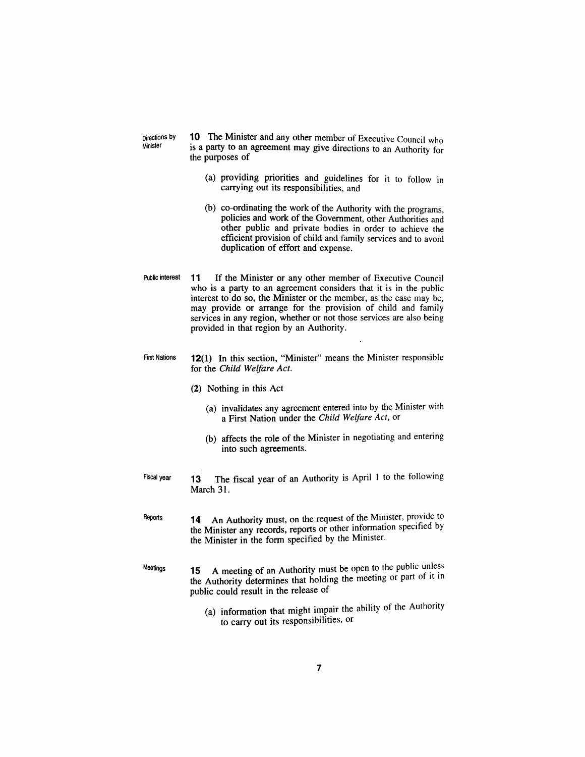Directions by Minister

**10** The Minister and any other member of Executive Council who is a party to an agreement may give directions to an Authority for the purposes of

(a) providing priorities and guidelines for it to follow in carrying out its responsibilities, and

(b) co-ordinating the work of the Authority with the programs, policies and work of the Government, other Authorities and other public and private bodies in order to achieve the efficient provision of child and family services and to avoid duplication of effort and expense.

Public interest

**11** If the Minister or any other member of Executive Council who is a party to an agreement considers that it is in the public interest to do so, the Minister or the member, as the case may be, may provide or arrange for the provision of child and family services in any region, whether or not those services are also being provided in that region by an Authority.

First Nations

**12(1)** In this section, "Minister" means the Minister responsible for the *Child Welfare Act*.

(2) Nothing in this Act

(a) invalidates any agreement entered into by the Minister with a First Nation under the *Child Welfare Act*, or

(b) affects the role of the Minister in negotiating and entering into such agreements.

Fiscal year

**13** The fiscal year of an Authority is April 1 to the following March 31.

Reports

**14** An Authority must, on the request of the Minister, provide to the Minister any records, reports or other information specified by the Minister in the form specified by the Minister.

Meetings

**15** A meeting of an Authority must be open to the public unless the Authority determines that holding the meeting or part of it in public could result in the release of

(a) information that might impair the ability of the Authority to carry out its responsibilities, or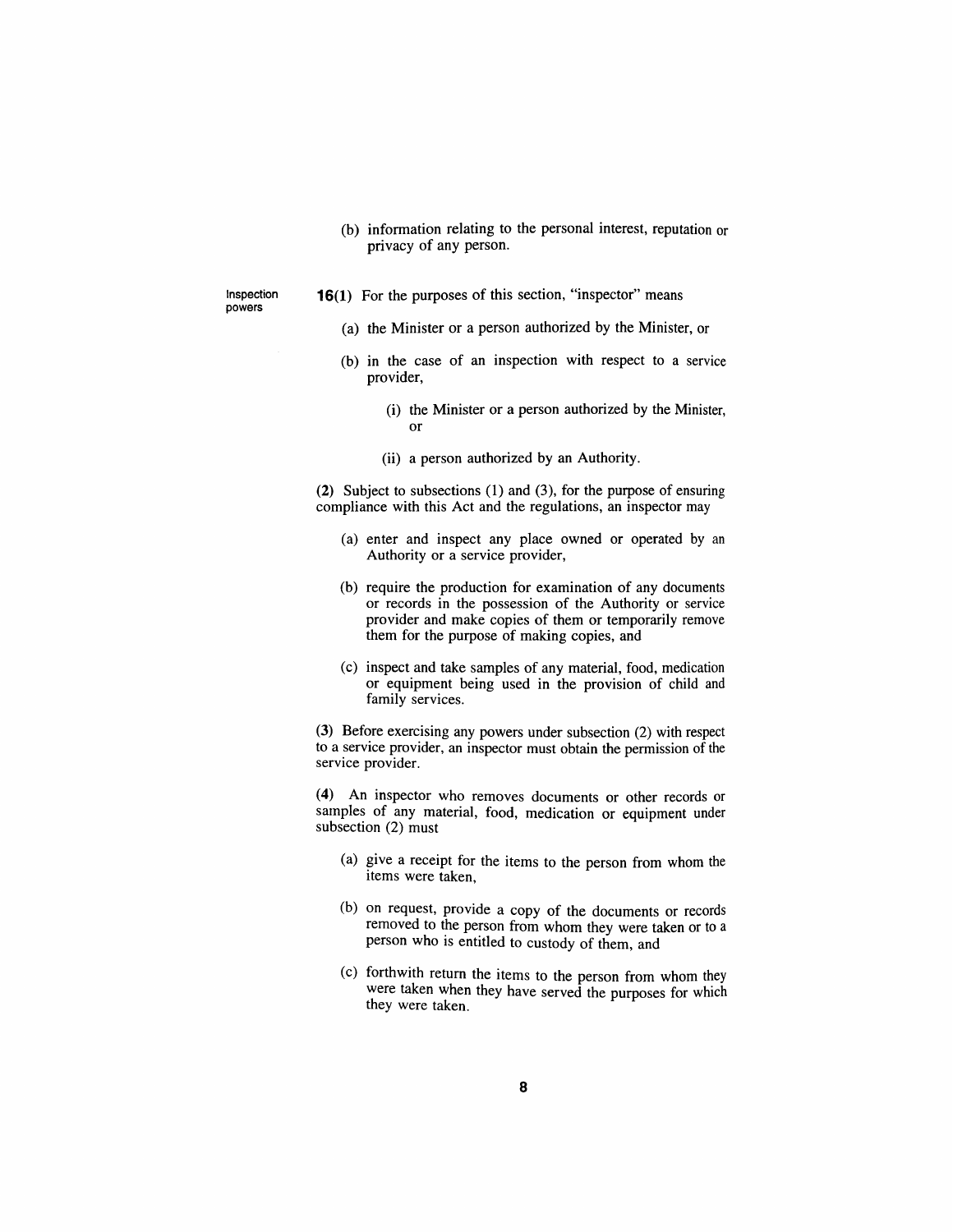(b) information relating to the personal interest, reputation or privacy of any person.

Inspection powers

**16(1)** For the purposes of this section, "inspector" means

(a) the Minister or a person authorized by the Minister, or

(b) in the case of an inspection with respect to a service provider,

(i) the Minister or a person authorized by the Minister, or

(ii) a person authorized by an Authority.

**(2)** Subject to subsections (1) and (3), for the purpose of ensuring compliance with this Act and the regulations, an inspector may

(a) enter and inspect any place owned or operated by an Authority or a service provider,

(b) require the production for examination of any documents or records in the possession of the Authority or service provider and make copies of them or temporarily remove them for the purpose of making copies, and

(c) inspect and take samples of any material, food, medication or equipment being used in the provision of child and family services.

**(3)** Before exercising any powers under subsection (2) with respect to a service provider, an inspector must obtain the permission of the service provider.

**(4)** An inspector who removes documents or other records or samples of any material, food, medication or equipment under subsection (2) must

(a) give a receipt for the items to the person from whom the items were taken,

(b) on request, provide a copy of the documents or records removed to the person from whom they were taken or to a person who is entitled to custody of them, and

(c) forthwith return the items to the person from whom they were taken when they have served the purposes for which they were taken.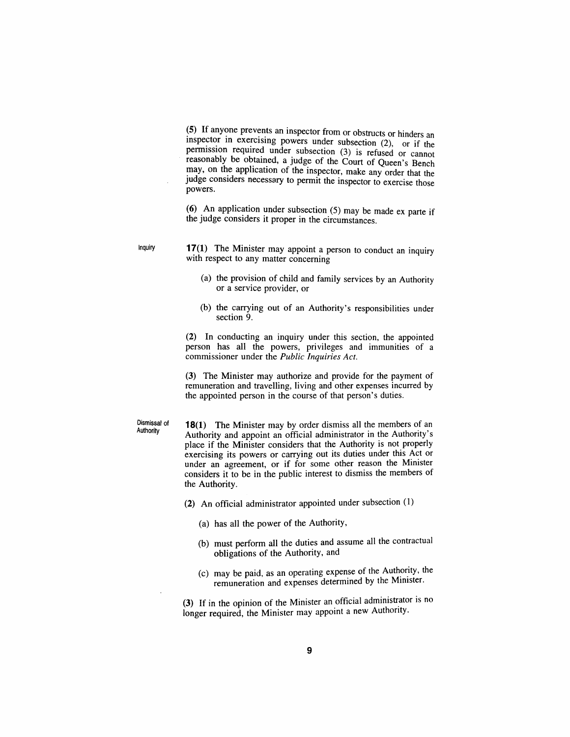(5) If anyone prevents an inspector from or obstructs or hinders an inspector in exercising powers under subsection (2), or if the permission required under subsection (3) is refused or cannot reasonably be obtained, a judge of the Court of Queen's Bench may, on the application of the inspector, make any order that the judge considers necessary to permit the inspector to exercise those powers.

(6) An application under subsection (5) may be made ex parte if the judge considers it proper in the circumstances.

Inquiry

**17(1)** The Minister may appoint a person to conduct an inquiry with respect to any matter concerning

(a) the provision of child and family services by an Authority or a service provider, or

(b) the carrying out of an Authority's responsibilities under section 9.

(2) In conducting an inquiry under this section, the appointed person has all the powers, privileges and immunities of a commissioner under the *Public Inquiries Act.*

(3) The Minister may authorize and provide for the payment of remuneration and travelling, living and other expenses incurred by the appointed person in the course of that person's duties.

Dismissal of Authority

**18(1)** The Minister may by order dismiss all the members of an Authority and appoint an official administrator in the Authority's place if the Minister considers that the Authority is not properly exercising its powers or carrying out its duties under this Act or under an agreement, or if for some other reason the Minister considers it to be in the public interest to dismiss the members of the Authority.

(2) An official administrator appointed under subsection (1)

(a) has all the power of the Authority,

(b) must perform all the duties and assume all the contractual obligations of the Authority, and

(c) may be paid, as an operating expense of the Authority, the remuneration and expenses determined by the Minister.

(3) If in the opinion of the Minister an official administrator is no longer required, the Minister may appoint a new Authority.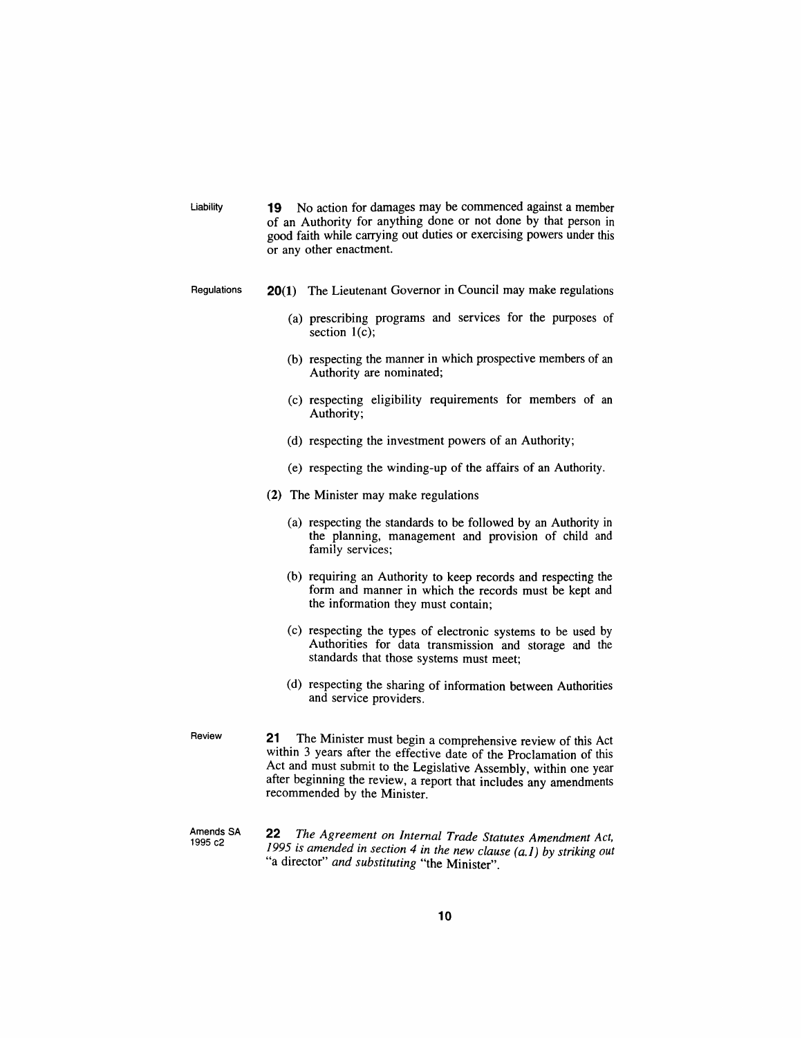Liability

**19** No action for damages may be commenced against a member of an Authority for anything done or not done by that person in good faith while carrying out duties or exercising powers under this or any other enactment.

Regulations

**20(1)** The Lieutenant Governor in Council may make regulations

(a) prescribing programs and services for the purposes of section 1(c);

(b) respecting the manner in which prospective members of an Authority are nominated;

(c) respecting eligibility requirements for members of an Authority;

(d) respecting the investment powers of an Authority;

(e) respecting the winding-up of the affairs of an Authority.

**(2)** The Minister may make regulations

(a) respecting the standards to be followed by an Authority in the planning, management and provision of child and family services;

(b) requiring an Authority to keep records and respecting the form and manner in which the records must be kept and the information they must contain;

(c) respecting the types of electronic systems to be used by Authorities for data transmission and storage and the standards that those systems must meet;

(d) respecting the sharing of information between Authorities and service providers.

Review

**21** The Minister must begin a comprehensive review of this Act within 3 years after the effective date of the Proclamation of this Act and must submit to the Legislative Assembly, within one year after beginning the review, a report that includes any amendments recommended by the Minister.

Amends SA 1995 c2

**22** *The Agreement on Internal Trade Statutes Amendment Act, 1995 is amended in section 4 in the new clause (a.1) by striking out* "a director" *and substituting* "the Minister".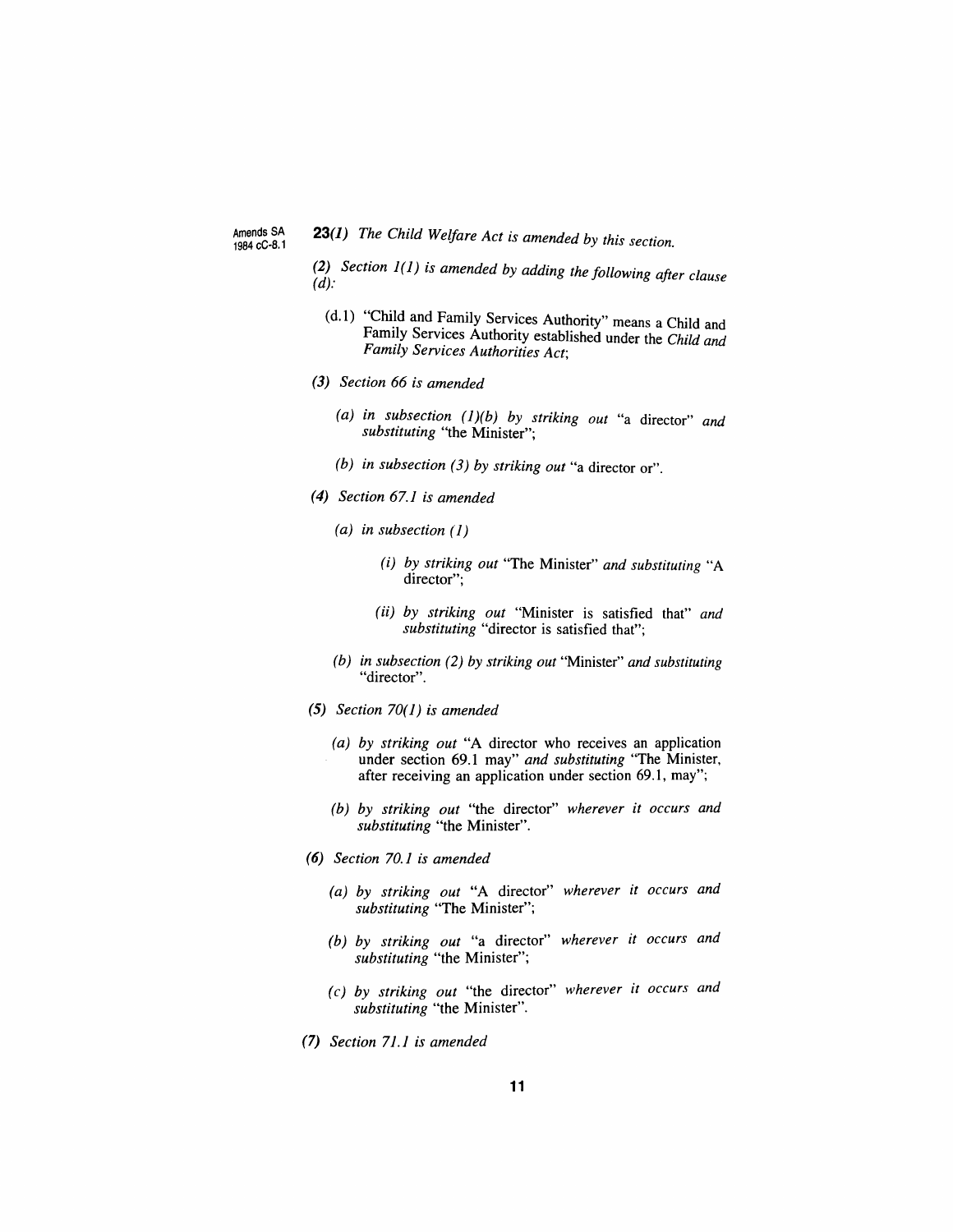Amends SA 1984 cC-8.1

**23**(*1*) *The Child Welfare Act is amended by this section.*

(*2*) *Section 1(1) is amended by adding the following after clause (d):*

> (d.1) "Child and Family Services Authority" means a Child and Family Services Authority established under the *Child and Family Services Authorities Act*;

(*3*) *Section 66 is amended*

> (*a*) *in subsection (1)(b) by striking out* "a director" *and substituting* "the Minister";
>
> (*b*) *in subsection (3) by striking out* "a director or".

(*4*) *Section 67.1 is amended*

> (*a*) *in subsection (1)*
>
> > (*i*) *by striking out* "The Minister" *and substituting* "A director";
> >
> > (*ii*) *by striking out* "Minister is satisfied that" *and substituting* "director is satisfied that";
>
> (*b*) *in subsection (2) by striking out* "Minister" *and substituting* "director".

(*5*) *Section 70(1) is amended*

> (*a*) *by striking out* "A director who receives an application under section 69.1 may" *and substituting* "The Minister, after receiving an application under section 69.1, may";
>
> (*b*) *by striking out* "the director" *wherever it occurs and substituting* "the Minister".

(*6*) *Section 70.1 is amended*

> (*a*) *by striking out* "A director" *wherever it occurs and substituting* "The Minister";
>
> (*b*) *by striking out* "a director" *wherever it occurs and substituting* "the Minister";
>
> (*c*) *by striking out* "the director" *wherever it occurs and substituting* "the Minister".

(*7*) *Section 71.1 is amended*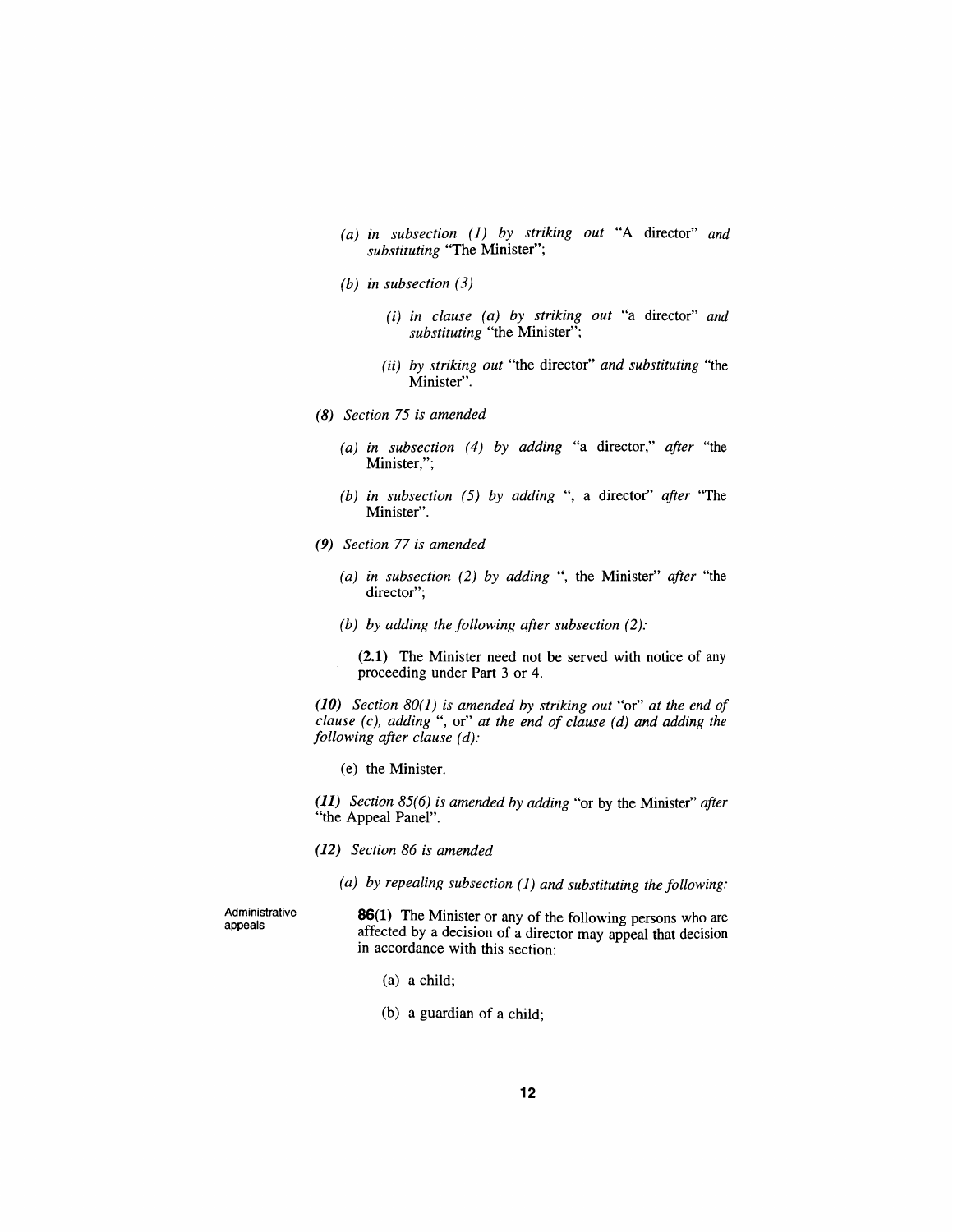(a) *in subsection (1) by striking out* "A director" *and substituting* "The Minister";

(b) *in subsection (3)*

(i) *in clause (a) by striking out* "a director" *and substituting* "the Minister";

(ii) *by striking out* "the director" *and substituting* "the Minister".

***(8)*** *Section 75 is amended*

(a) *in subsection (4) by adding* "a director," *after* "the Minister,";

(b) *in subsection (5) by adding* ", a director" *after* "The Minister".

***(9)*** *Section 77 is amended*

(a) *in subsection (2) by adding* ", the Minister" *after* "the director";

(b) *by adding the following after subsection (2):*

**(2.1)** The Minister need not be served with notice of any proceeding under Part 3 or 4.

***(10)*** *Section 80(1) is amended by striking out* "or" *at the end of clause (c), adding* ", or" *at the end of clause (d) and adding the following after clause (d):*

(e) the Minister.

***(11)*** *Section 85(6) is amended by adding* "or by the Minister" *after* "the Appeal Panel".

***(12)*** *Section 86 is amended*

(a) *by repealing subsection (1) and substituting the following:*

Administrative appeals

**86(1)** The Minister or any of the following persons who are affected by a decision of a director may appeal that decision in accordance with this section:

(a) a child;

(b) a guardian of a child;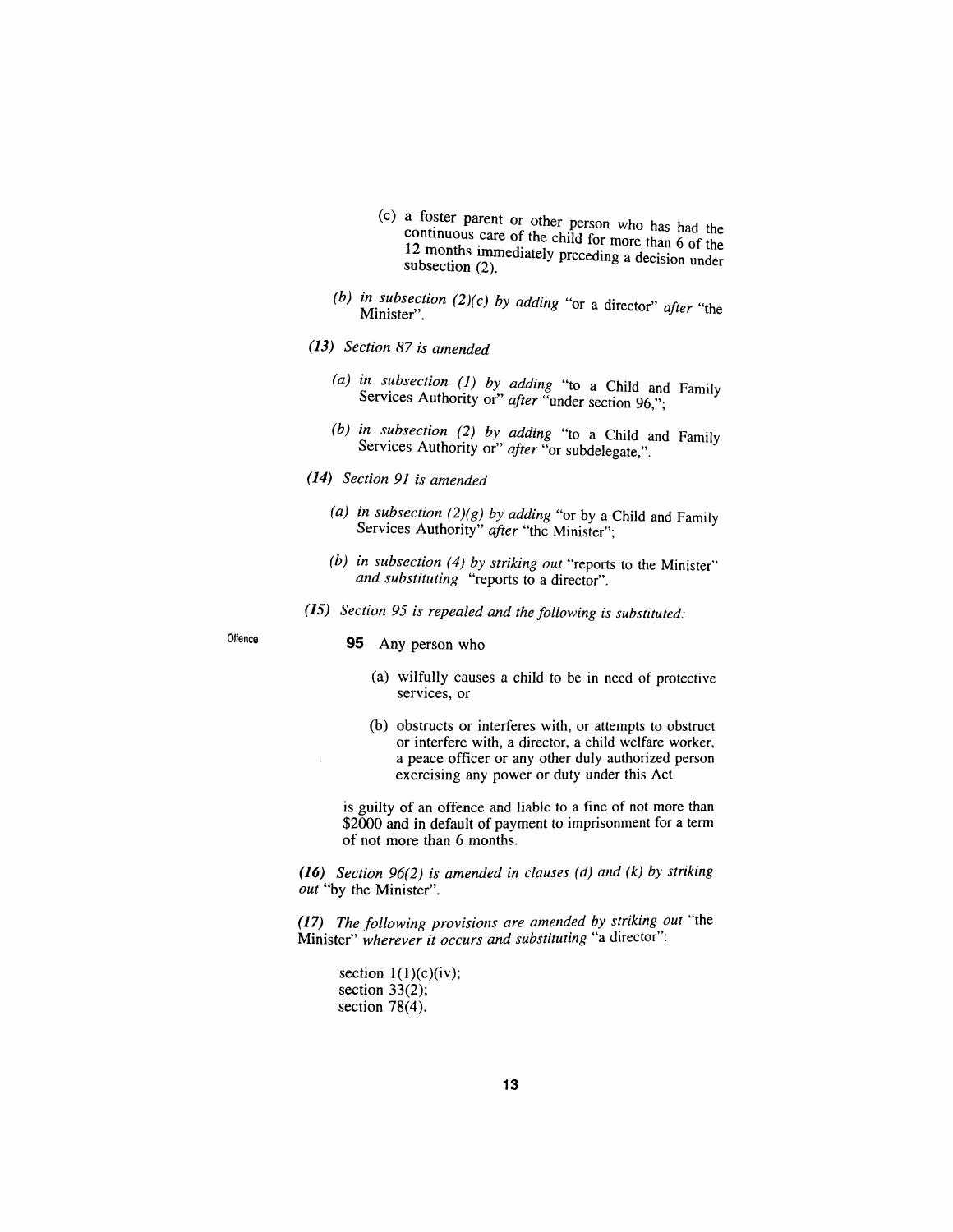(c) a foster parent or other person who has had the continuous care of the child for more than 6 of the 12 months immediately preceding a decision under subsection (2).

*(b) in subsection (2)(c) by adding* "or a director" *after* "the Minister".

*(13) Section 87 is amended*

*(a) in subsection (1) by adding* "to a Child and Family Services Authority or" *after* "under section 96,";

*(b) in subsection (2) by adding* "to a Child and Family Services Authority or" *after* "or subdelegate,".

*(14) Section 91 is amended*

*(a) in subsection (2)(g) by adding* "or by a Child and Family Services Authority" *after* "the Minister";

*(b) in subsection (4) by striking out* "reports to the Minister" *and substituting* "reports to a director".

*(15) Section 95 is repealed and the following is substituted:*

Offence

**95** Any person who

(a) wilfully causes a child to be in need of protective services, or

(b) obstructs or interferes with, or attempts to obstruct or interfere with, a director, a child welfare worker, a peace officer or any other duly authorized person exercising any power or duty under this Act

is guilty of an offence and liable to a fine of not more than $2000 and in default of payment to imprisonment for a term of not more than 6 months.

*(16) Section 96(2) is amended in clauses (d) and (k) by striking out* "by the Minister".

*(17) The following provisions are amended by striking out* "the Minister" *wherever it occurs and substituting* "a director":

section 1(1)(c)(iv);
section 33(2);
section 78(4).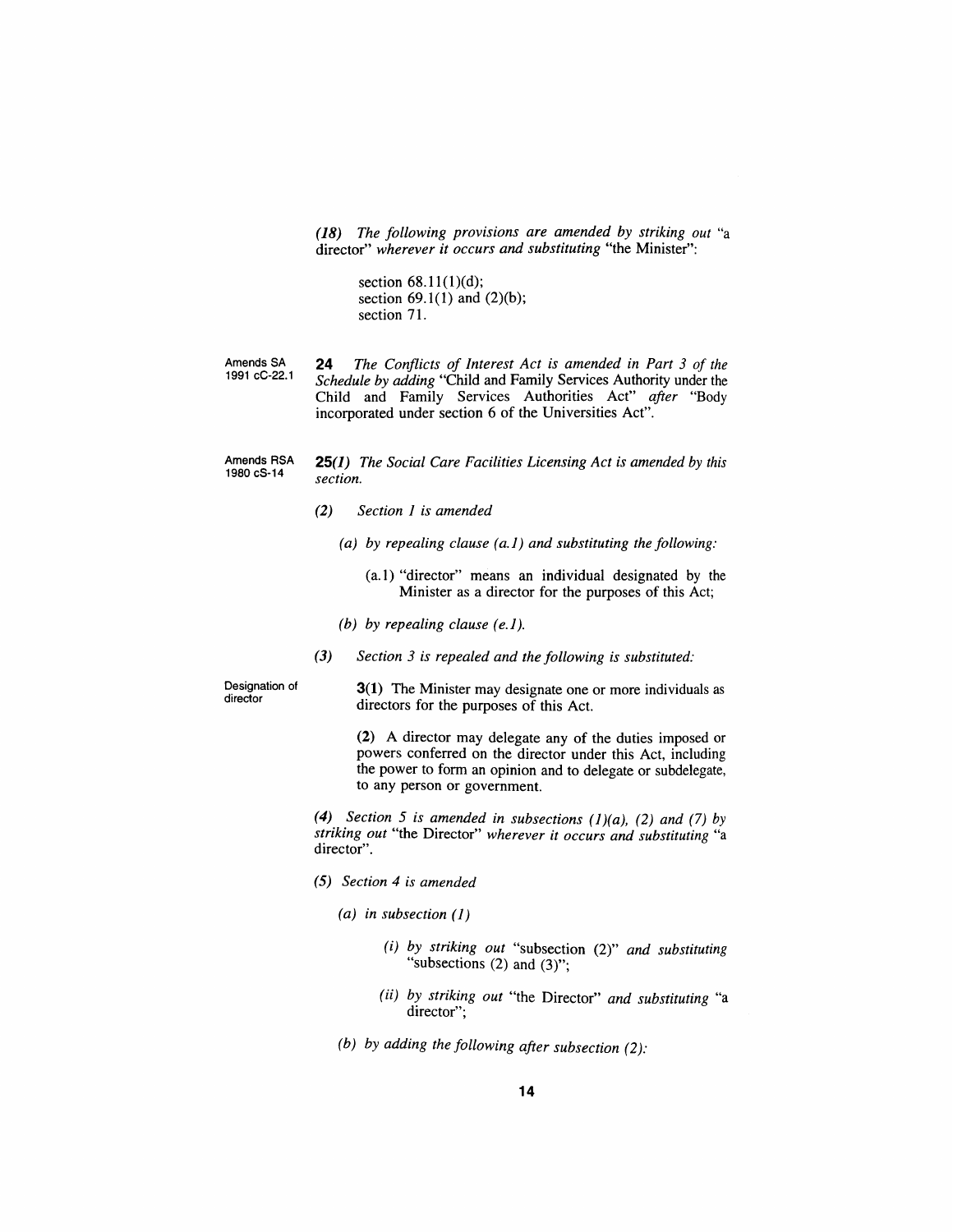*(18) The following provisions are amended by striking out* "a director" *wherever it occurs and substituting* "the Minister":

> section 68.11(1)(d);
> section 69.1(1) and (2)(b);
> section 71.

Amends SA 1991 cC-22.1

**24** *The Conflicts of Interest Act is amended in Part 3 of the Schedule by adding* "Child and Family Services Authority under the Child and Family Services Authorities Act" *after* "Body incorporated under section 6 of the Universities Act".

Amends RSA 1980 cS-14

**25***(1) The Social Care Facilities Licensing Act is amended by this section.*

*(2) Section 1 is amended*

*(a) by repealing clause (a.1) and substituting the following:*

(a.1) "director" means an individual designated by the Minister as a director for the purposes of this Act;

*(b) by repealing clause (e.1).*

*(3) Section 3 is repealed and the following is substituted:*

Designation of director

**3(1)** The Minister may designate one or more individuals as directors for the purposes of this Act.

**(2)** A director may delegate any of the duties imposed or powers conferred on the director under this Act, including the power to form an opinion and to delegate or subdelegate, to any person or government.

*(4) Section 5 is amended in subsections (1)(a), (2) and (7) by striking out* "the Director" *wherever it occurs and substituting* "a director".

*(5) Section 4 is amended*

*(a) in subsection (1)*

*(i) by striking out* "subsection (2)" *and substituting* "subsections (2) and (3)";

*(ii) by striking out* "the Director" *and substituting* "a director";

*(b) by adding the following after subsection (2):*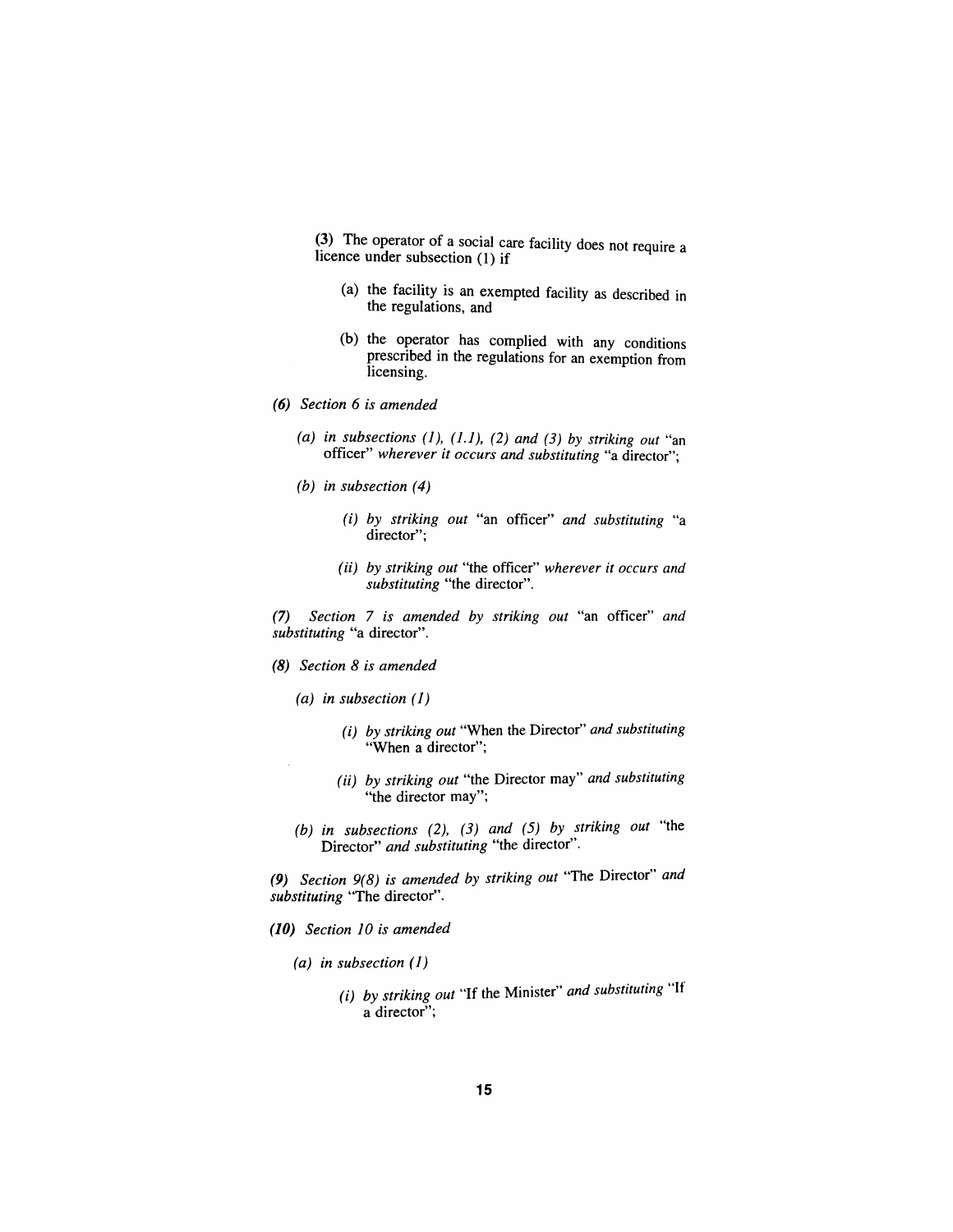(3) The operator of a social care facility does not require a licence under subsection (1) if

(a) the facility is an exempted facility as described in the regulations, and

(b) the operator has complied with any conditions prescribed in the regulations for an exemption from licensing.

***(6)*** *Section 6 is amended*

*(a) in subsections (1), (1.1), (2) and (3) by striking out* "an officer" *wherever it occurs and substituting* "a director";

*(b) in subsection (4)*

*(i) by striking out* "an officer" *and substituting* "a director";

*(ii) by striking out* "the officer" *wherever it occurs and substituting* "the director".

***(7)*** *Section 7 is amended by striking out* "an officer" *and substituting* "a director".

***(8)*** *Section 8 is amended*

*(a) in subsection (1)*

*(i) by striking out* "When the Director" *and substituting* "When a director";

*(ii) by striking out* "the Director may" *and substituting* "the director may";

*(b) in subsections (2), (3) and (5) by striking out* "the Director" *and substituting* "the director".

***(9)*** *Section 9(8) is amended by striking out* "The Director" *and substituting* "The director".

***(10)*** *Section 10 is amended*

*(a) in subsection (1)*

*(i) by striking out* "If the Minister" *and substituting* "If a director";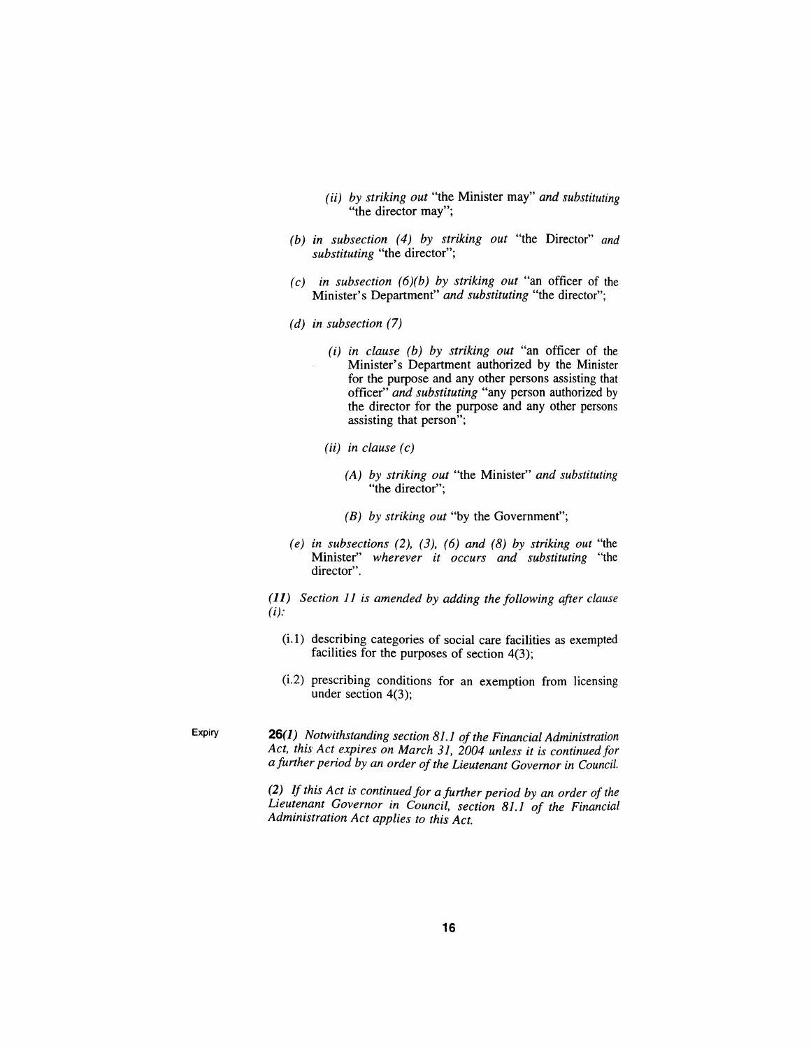(ii) *by striking out* "the Minister may" *and substituting* "the director may";

(b) *in subsection (4) by striking out* "the Director" *and substituting* "the director";

(c) *in subsection (6)(b) by striking out* "an officer of the Minister's Department" *and substituting* "the director";

(d) *in subsection (7)*

(i) *in clause (b) by striking out* "an officer of the Minister's Department authorized by the Minister for the purpose and any other persons assisting that officer" *and substituting* "any person authorized by the director for the purpose and any other persons assisting that person";

(ii) *in clause (c)*

(A) *by striking out* "the Minister" *and substituting* "the director";

(B) *by striking out* "by the Government";

(e) *in subsections (2), (3), (6) and (8) by striking out* "the Minister" *wherever it occurs and substituting* "the director".

*(11) Section 11 is amended by adding the following after clause (i):*

(i.1) describing categories of social care facilities as exempted facilities for the purposes of section 4(3);

(i.2) prescribing conditions for an exemption from licensing under section 4(3);

Expiry

**26***(1) Notwithstanding section 81.1 of the Financial Administration Act, this Act expires on March 31, 2004 unless it is continued for a further period by an order of the Lieutenant Governor in Council.*

*(2) If this Act is continued for a further period by an order of the Lieutenant Governor in Council, section 81.1 of the Financial Administration Act applies to this Act.*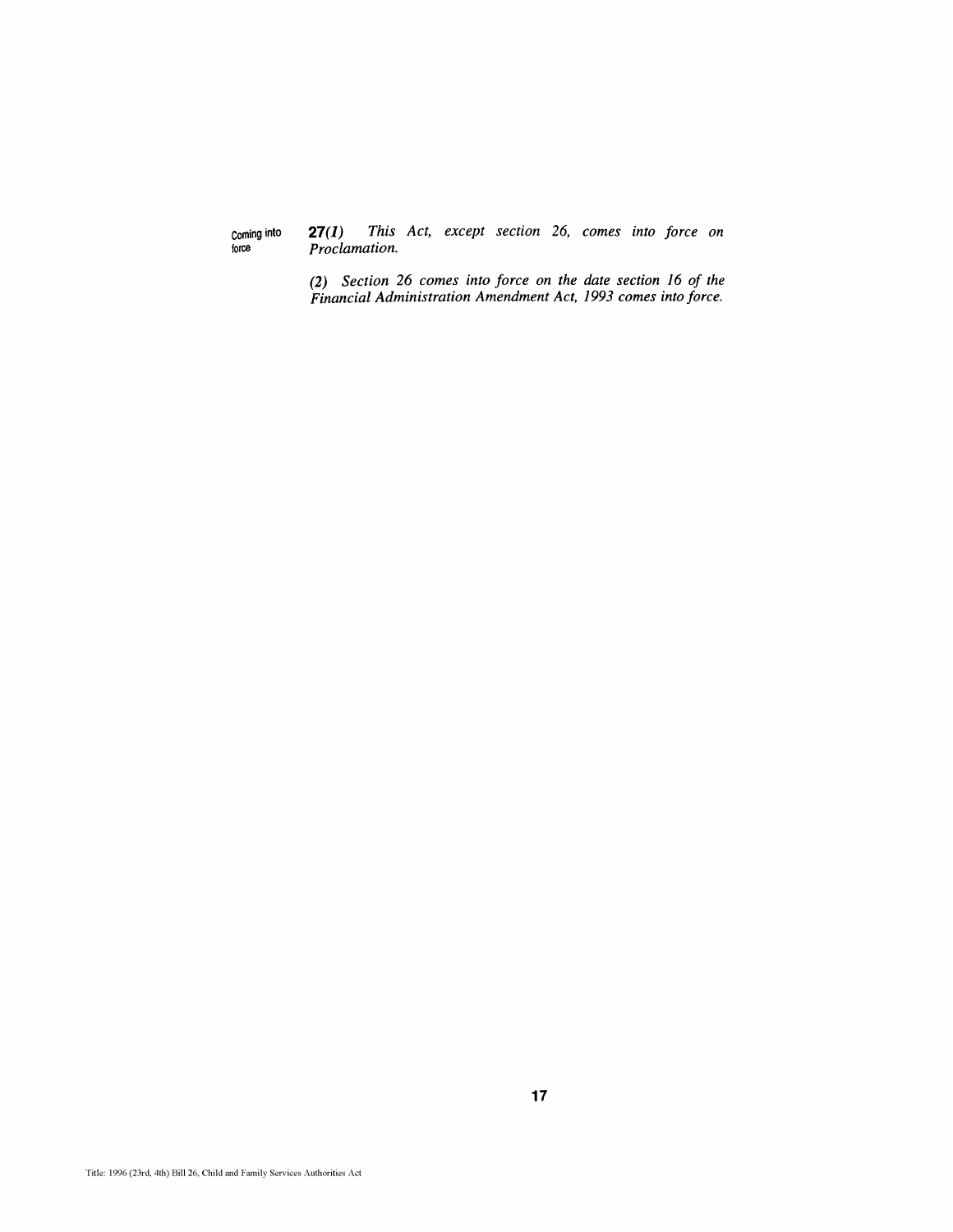Coming into force

**27***(1)* *This Act, except section 26, comes into force on Proclamation.*

*(2) Section 26 comes into force on the date section 16 of the Financial Administration Amendment Act, 1993 comes into force.*